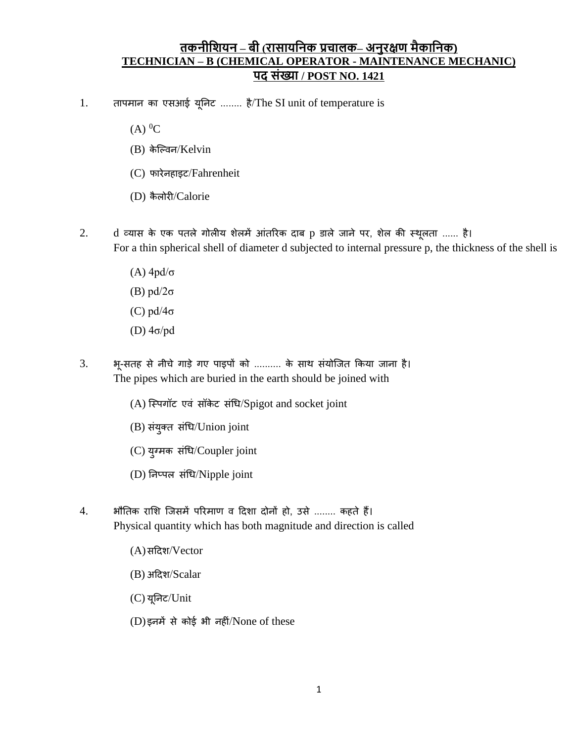## तकनीशियन – बी (रासायनिक प्रचालक– अनुरक्षण मैकानिक)

## TECHNICIAN – B (CHEMICAL OPERATOR - MAINTENANCE MECHANIC)

## पद संख्या / POST NO. 1421

1. तापमान का एसआई यूनिट ........ है/The SI unit of temperature is

   (A) $^0$C

   (B) केल्विन/Kelvin

   (C) फारेनहाइट/Fahrenheit

   (D) कैलोरी/Calorie

2. d व्यास के एक पतले गोलीय शेलमें आंतरिक दाब p डाले जाने पर, शेल की स्थूलता ...... है।
   For a thin spherical shell of diameter d subjected to internal pressure p, the thickness of the shell is

   (A) $4pd/\sigma$

   (B) $pd/2\sigma$

   (C) $pd/4\sigma$

   (D) $4\sigma/pd$

3. भू-सतह से नीचे गाड़े गए पाइपों को .......... के साथ संयोजित किया जाना है।
   The pipes which are buried in the earth should be joined with

   (A) स्पिगॉट एवं सॉकेट संधि/Spigot and socket joint

   (B) संयुक्त संधि/Union joint

   (C) युग्मक संधि/Coupler joint

   (D) निप्पल संधि/Nipple joint

4. भौतिक राशि जिसमें परिमाण व दिशा दोनों हो, उसे ........ कहते हैं।
   Physical quantity which has both magnitude and direction is called

   (A) सदिश/Vector

   (B) अदिश/Scalar

   (C) यूनिट/Unit

   (D) इनमें से कोई भी नहीं/None of these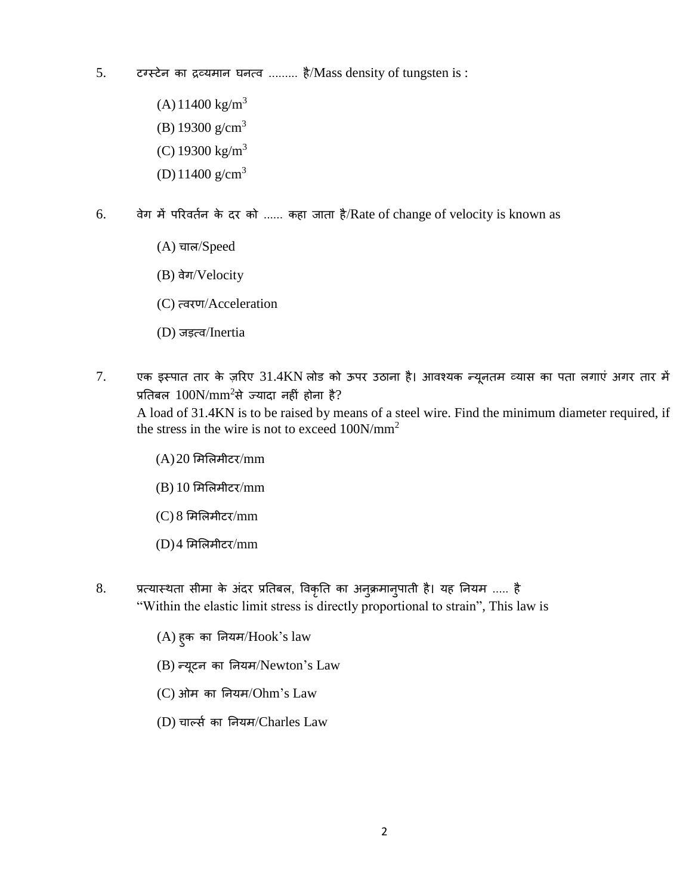5. टग्स्टेन का द्रव्यमान घनत्व ......... है/Mass density of tungsten is :

   (A) 11400 $kg/m^3$

   (B) 19300 $g/cm^3$

   (C) 19300 $kg/m^3$

   (D) 11400 $g/cm^3$

6. वेग में परिवर्तन के दर को ...... कहा जाता है/Rate of change of velocity is known as

   (A) चाल/Speed

   (B) वेग/Velocity

   (C) त्वरण/Acceleration

   (D) जड़त्व/Inertia

7. एक इस्पात तार के ज़रिए 31.4KN लोड को ऊपर उठाना है। आवश्यक न्यूनतम व्यास का पता लगाएं अगर तार में प्रतिबल $100N/mm^2$ से ज्यादा नहीं होना है?

   A load of 31.4KN is to be raised by means of a steel wire. Find the minimum diameter required, if the stress in the wire is not to exceed $100N/mm^2$

   (A) 20 मिलिमीटर/mm

   (B) 10 मिलिमीटर/mm

   (C) 8 मिलिमीटर/mm

   (D) 4 मिलिमीटर/mm

8. प्रत्यास्थता सीमा के अंदर प्रतिबल, विकृति का अनुक्रमानुपाती है। यह नियम ..... है

   "Within the elastic limit stress is directly proportional to strain", This law is

   (A) हुक का नियम/Hook's law

   (B) न्यूटन का नियम/Newton's Law

   (C) ओम का नियम/Ohm's Law

   (D) चार्ल्स का नियम/Charles Law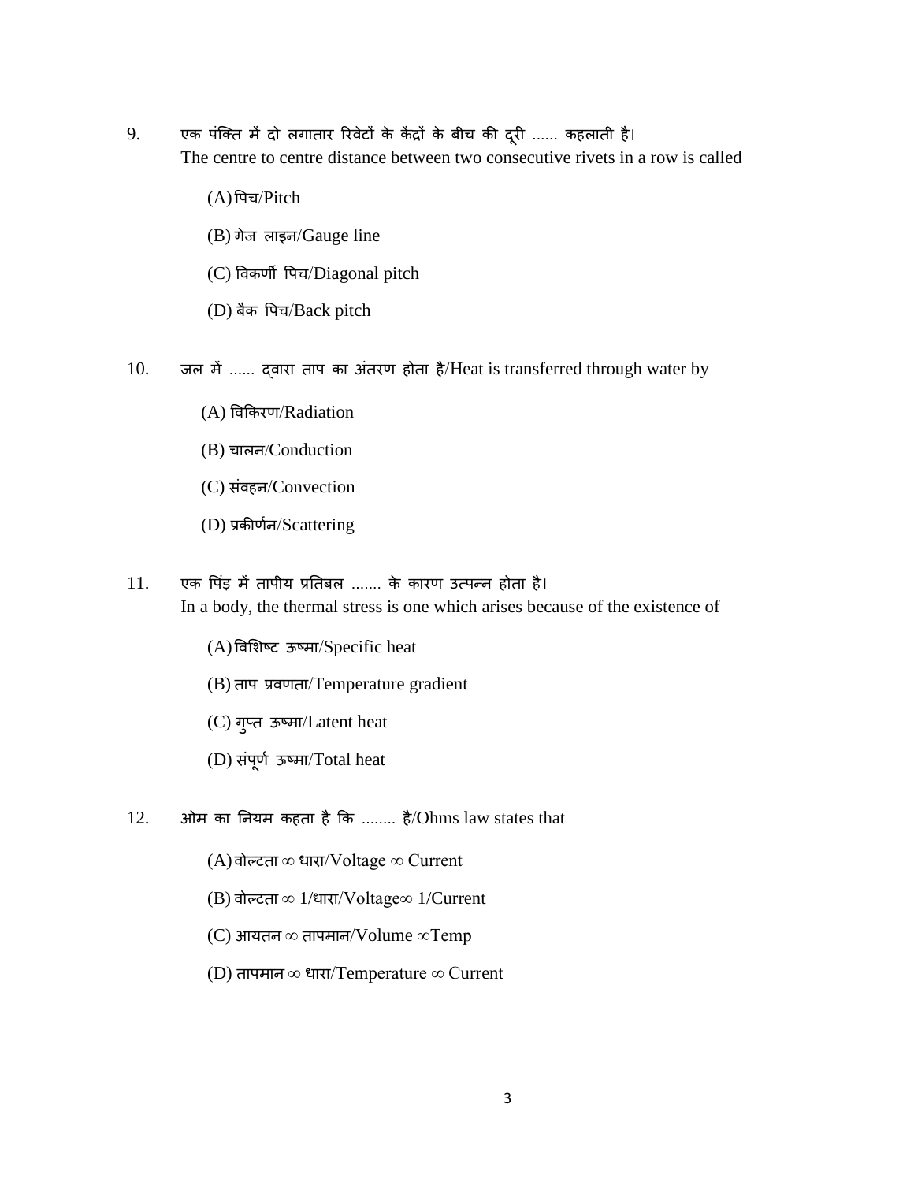9. एक पंक्ति में दो लगातार रिवेटों के केंद्रों के बीच की दूरी ...... कहलाती है।
   The centre to centre distance between two consecutive rivets in a row is called

   (A) पिच/Pitch

   (B) गेज लाइन/Gauge line

   (C) विकर्णी पिच/Diagonal pitch

   (D) बैक पिच/Back pitch

10. जल में ...... द्वारा ताप का अंतरण होता है/Heat is transferred through water by

    (A) विकिरण/Radiation

    (B) चालन/Conduction

    (C) संवहन/Convection

    (D) प्रकीर्णन/Scattering

11. एक पिंड में तापीय प्रतिबल ....... के कारण उत्पन्न होता है।
    In a body, the thermal stress is one which arises because of the existence of

    (A) विशिष्ट ऊष्मा/Specific heat

    (B) ताप प्रवणता/Temperature gradient

    (C) गुप्त ऊष्मा/Latent heat

    (D) संपूर्ण ऊष्मा/Total heat

12. ओम का नियम कहता है कि ........ है/Ohms law states that

    (A) वोल्टता $\infty$ धारा/Voltage $\infty$ Current

    (B) वोल्टता $\infty$ 1/धारा/Voltage$\infty$ 1/Current

    (C) आयतन $\infty$ तापमान/Volume $\infty$Temp

    (D) तापमान $\infty$ धारा/Temperature $\infty$ Current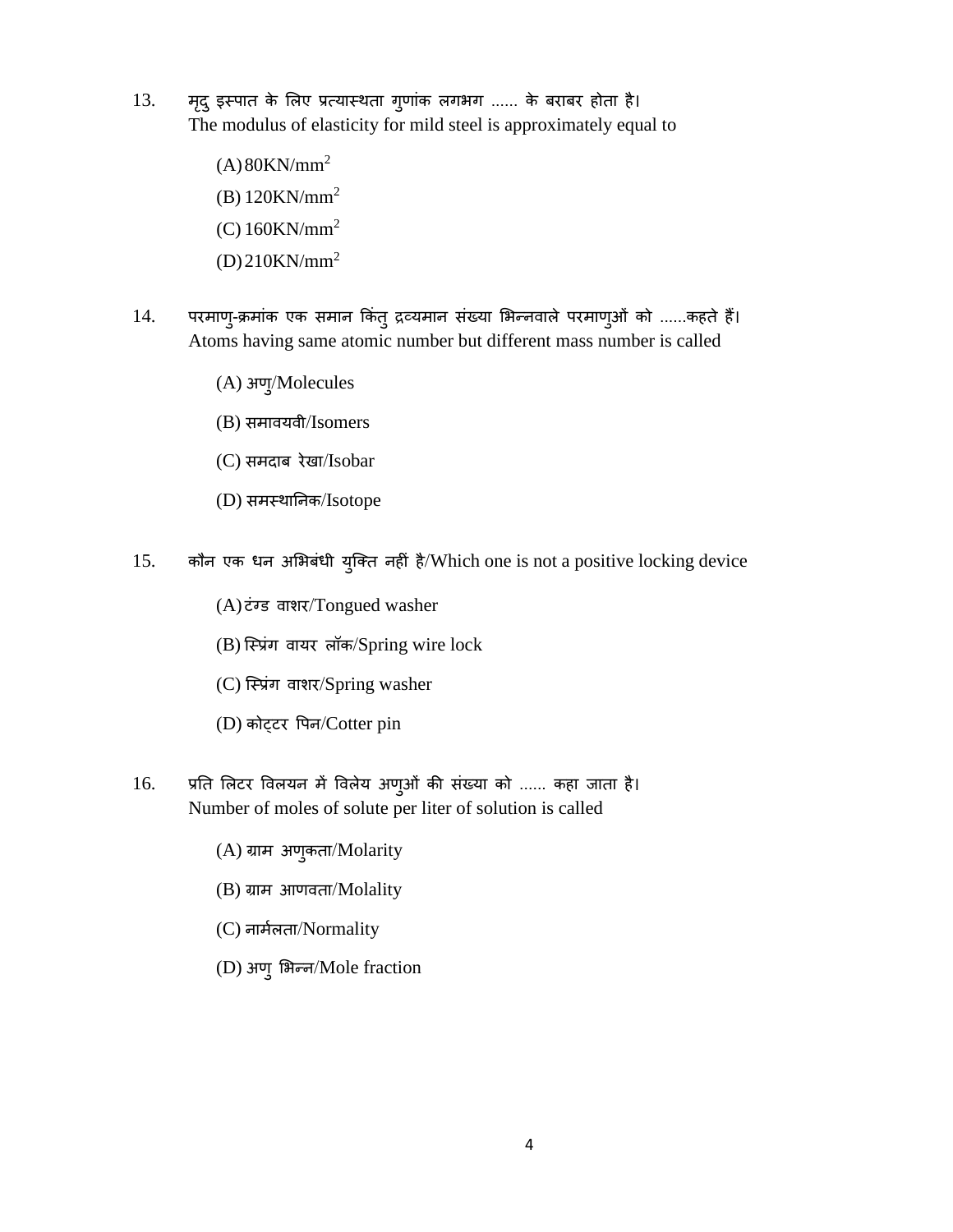13. मृदु इस्पात के लिए प्रत्यास्थता गुणांक लगभग ...... के बराबर होता है।
The modulus of elasticity for mild steel is approximately equal to

(A) $80KN/mm^2$

(B) $120KN/mm^2$

(C) $160KN/mm^2$

(D) $210KN/mm^2$

14. परमाणु-क्रमांक एक समान किंतु द्रव्यमान संख्या भिन्नवाले परमाणुओं को ......कहते हैं।
Atoms having same atomic number but different mass number is called

(A) अणु/Molecules

(B) समावयवी/Isomers

(C) समदाब रेखा/Isobar

(D) समस्थानिक/Isotope

15. कौन एक धन अभिबंधी युक्ति नहीं है/Which one is not a positive locking device

(A) टंग्ड वाशर/Tongued washer

(B) स्प्रिंग वायर लॉक/Spring wire lock

(C) स्प्रिंग वाशर/Spring washer

(D) कोट्टर पिन/Cotter pin

16. प्रति लिटर विलयन में विलेय अणुओं की संख्या को ...... कहा जाता है।
Number of moles of solute per liter of solution is called

(A) ग्राम अणुकता/Molarity

(B) ग्राम आणवता/Molality

(C) नार्मलता/Normality

(D) अणु भिन्न/Mole fraction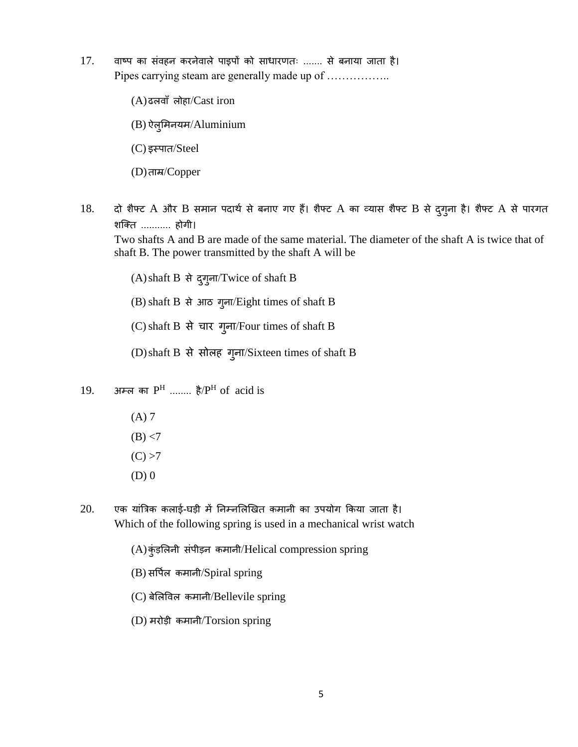17. वाष्प का संवहन करनेवाले पाइपों को साधारणतः ....... से बनाया जाता है।
Pipes carrying steam are generally made up of ……………..

(A) ढलवाँ लोहा/Cast iron

(B) ऐलुमिनयम/Aluminium

(C) इस्पात/Steel

(D) ताम्र/Copper

18. दो शैफ्ट A और B समान पदार्थ से बनाए गए हैं। शैफ्ट A का व्यास शैफ्ट B से दुगुना है। शैफ्ट A से पारगत शक्ति ........... होगी।
Two shafts A and B are made of the same material. The diameter of the shaft A is twice that of shaft B. The power transmitted by the shaft A will be

(A) shaft B से दुगुना/Twice of shaft B

(B) shaft B से आठ गुना/Eight times of shaft B

(C) shaft B से चार गुना/Four times of shaft B

(D) shaft B से सोलह गुना/Sixteen times of shaft B

19. अम्ल का $P^H$ ........ है/$P^H$ of acid is

(A) 7

(B) <7

(C) >7

(D) 0

20. एक यांत्रिक कलाई-घड़ी में निम्नलिखित कमानी का उपयोग किया जाता है।
Which of the following spring is used in a mechanical wrist watch

(A) कुंड़लिनी संपीड़न कमानी/Helical compression spring

(B) सर्पिल कमानी/Spiral spring

(C) बेलिविल कमानी/Bellevile spring

(D) मरोड़ी कमानी/Torsion spring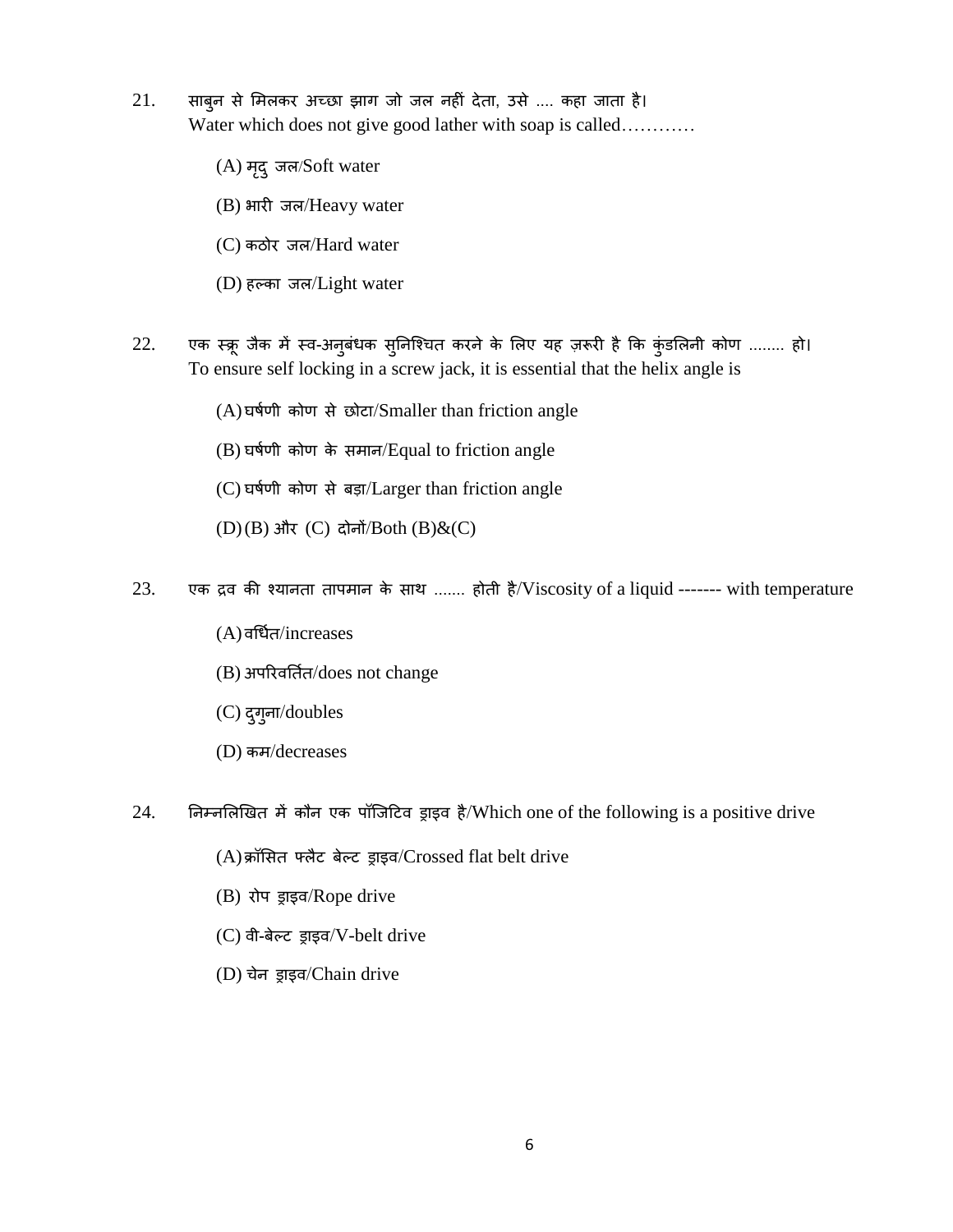21. साबुन से मिलकर अच्छा झाग जो जल नहीं देता, उसे .... कहा जाता है।
Water which does not give good lather with soap is called…………

(A) मृदु जल/Soft water

(B) भारी जल/Heavy water

(C) कठोर जल/Hard water

(D) हल्का जल/Light water

22. एक स्क्रू जैक में स्व-अनुबंधक सुनिश्चित करने के लिए यह ज़रूरी है कि कुंडलिनी कोण ........ हो।
To ensure self locking in a screw jack, it is essential that the helix angle is

(A) घर्षणी कोण से छोटा/Smaller than friction angle

(B) घर्षणी कोण के समान/Equal to friction angle

(C) घर्षणी कोण से बड़ा/Larger than friction angle

(D) (B) और (C) दोनों/Both (B)&(C)

23. एक द्रव की श्यानता तापमान के साथ ....... होती है/Viscosity of a liquid ------- with temperature

(A) वर्धित/increases

(B) अपरिवर्तित/does not change

(C) दुगुना/doubles

(D) कम/decreases

24. निम्नलिखित में कौन एक पॉजिटिव ड्राइव है/Which one of the following is a positive drive

(A) क्रॉसित फ्लैट बेल्ट ड्राइव/Crossed flat belt drive

(B) रोप ड्राइव/Rope drive

(C) वी-बेल्ट ड्राइव/V-belt drive

(D) चेन ड्राइव/Chain drive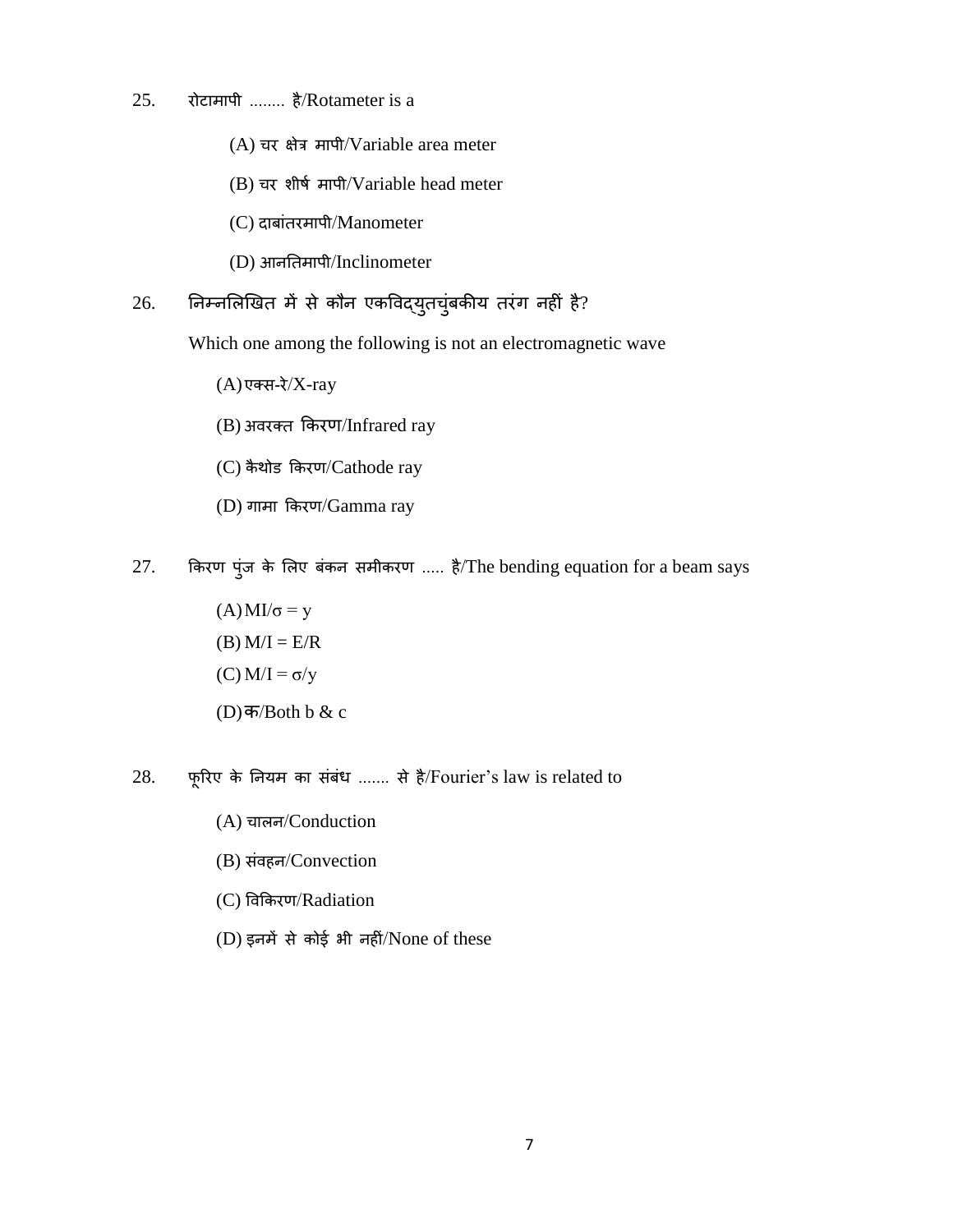25. रोटामापी ........ है/Rotameter is a

   (A) चर क्षेत्र मापी/Variable area meter

   (B) चर शीर्ष मापी/Variable head meter

   (C) दाबांतरमापी/Manometer

   (D) आनतिमापी/Inclinometer

26. निम्नलिखित में से कौन एकविद्युतचुंबकीय तरंग नहीं है?

   Which one among the following is not an electromagnetic wave

   (A) एक्स-रे/X-ray

   (B) अवरक्त किरण/Infrared ray

   (C) कैथोड किरण/Cathode ray

   (D) गामा किरण/Gamma ray

27. किरण पुंज के लिए बंकन समीकरण ..... है/The bending equation for a beam says

   (A) $MI/\sigma = y$

   (B) $M/I = E/R$

   (C) $M/I = \sigma/y$

   (D) क/Both b & c

28. फूरिए के नियम का संबंध ....... से है/Fourier's law is related to

   (A) चालन/Conduction

   (B) संवहन/Convection

   (C) विकिरण/Radiation

   (D) इनमें से कोई भी नहीं/None of these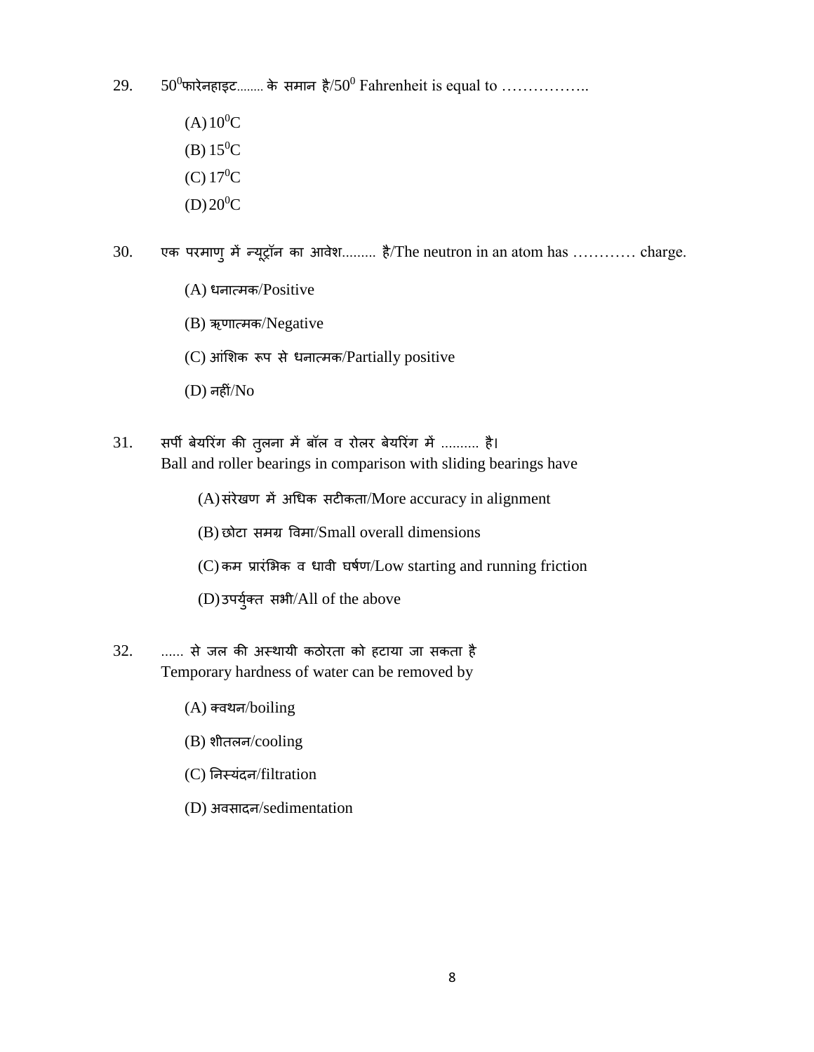29. $50^0$फारेनहाइट........ के समान है/$50^0$ Fahrenheit is equal to ……………..

(A) $10^0$C

(B) $15^0$C

(C) $17^0$C

(D) $20^0$C

30. एक परमाणु में न्यूट्रॉन का आवेश......... है/The neutron in an atom has ………… charge.

(A) धनात्मक/Positive

(B) ऋणात्मक/Negative

(C) आंशिक रूप से धनात्मक/Partially positive

(D) नहीं/No

31. सर्पी बेयरिंग की तुलना में बॉल व रोलर बेयरिंग में .......... है।
Ball and roller bearings in comparison with sliding bearings have

(A) संरेखण में अधिक सटीकता/More accuracy in alignment

(B) छोटा समग्र विमा/Small overall dimensions

(C) कम प्रारंभिक व धावी घर्षण/Low starting and running friction

(D) उपर्युक्त सभी/All of the above

32. ...... से जल की अस्थायी कठोरता को हटाया जा सकता है
Temporary hardness of water can be removed by

(A) क्वथन/boiling

(B) शीतलन/cooling

(C) निस्यंदन/filtration

(D) अवसादन/sedimentation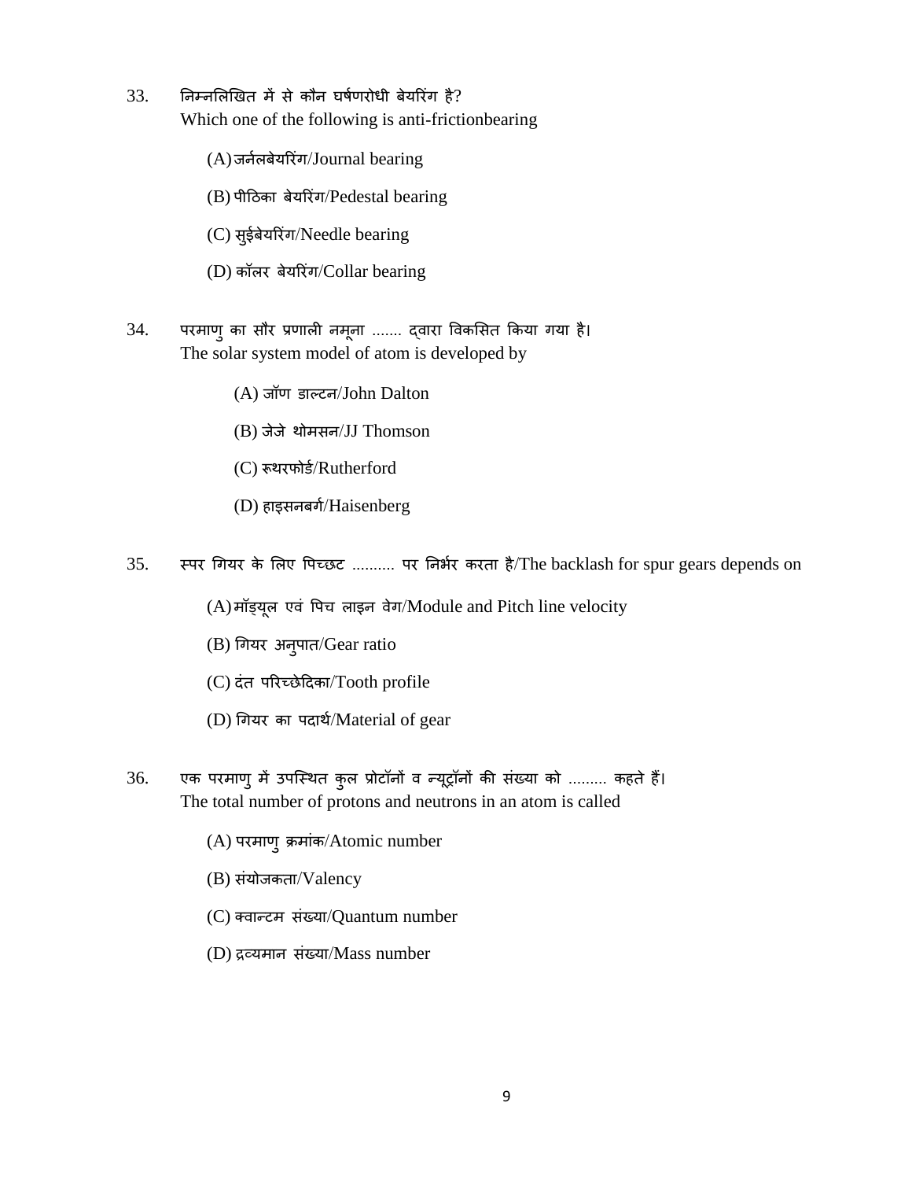33. निम्नलिखित में से कौन घर्षणरोधी बेयरिंग है?
Which one of the following is anti-frictionbearing

(A) जर्नलबेयरिंग/Journal bearing

(B) पीठिका बेयरिंग/Pedestal bearing

(C) सुईबेयरिंग/Needle bearing

(D) कॉलर बेयरिंग/Collar bearing

34. परमाणु का सौर प्रणाली नमूना ....... द्वारा विकसित किया गया है।
The solar system model of atom is developed by

(A) जॉण डाल्टन/John Dalton

(B) जेजे थोमसन/JJ Thomson

(C) रूथरफोर्ड/Rutherford

(D) हाइसनबर्ग/Haisenberg

35. स्पर गियर के लिए पिच्छट .......... पर निर्भर करता है/The backlash for spur gears depends on

(A) मॉड्यूल एवं पिच लाइन वेग/Module and Pitch line velocity

(B) गियर अनुपात/Gear ratio

(C) दंत परिच्छेदिका/Tooth profile

(D) गियर का पदार्थ/Material of gear

36. एक परमाणु में उपस्थित कुल प्रोटॉनों व न्यूट्रॉनों की संख्या को ......... कहते हैं।
The total number of protons and neutrons in an atom is called

(A) परमाणु क्रमांक/Atomic number

(B) संयोजकता/Valency

(C) क्वान्टम संख्या/Quantum number

(D) द्रव्यमान संख्या/Mass number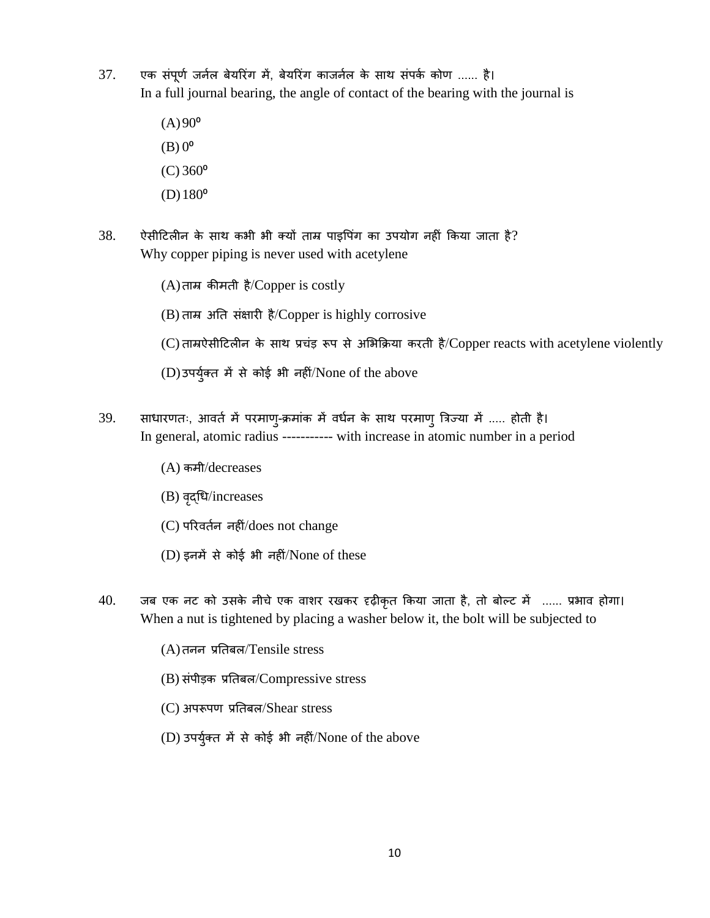37. एक संपूर्ण जर्नल बेयरिंग में, बेयरिंग काजर्नल के साथ संपर्क कोण ...... है।
In a full journal bearing, the angle of contact of the bearing with the journal is

(A) $90^o$

(B) $0^o$

(C) $360^o$

(D) $180^o$

38. ऐसीटिलीन के साथ कभी भी क्यों ताम्र पाइपिंग का उपयोग नहीं किया जाता है?
Why copper piping is never used with acetylene

(A) ताम्र कीमती है/Copper is costly

(B) ताम्र अति संक्षारी है/Copper is highly corrosive

(C) ताम्रऐसीटिलीन के साथ प्रचंड़ रूप से अभिक्रिया करती है/Copper reacts with acetylene violently

(D) उपर्युक्त में से कोई भी नहीं/None of the above

39. साधारणतः, आवर्त में परमाणु-क्रमांक में वर्धन के साथ परमाणु त्रिज्या में ..... होती है।
In general, atomic radius ----------- with increase in atomic number in a period

(A) कमी/decreases

(B) वृद्धि/increases

(C) परिवर्तन नहीं/does not change

(D) इनमें से कोई भी नहीं/None of these

40. जब एक नट को उसके नीचे एक वाशर रखकर दृढ़ीकृत किया जाता है, तो बोल्ट में ...... प्रभाव होगा।
When a nut is tightened by placing a washer below it, the bolt will be subjected to

(A) तनन प्रतिबल/Tensile stress

(B) संपीड़क प्रतिबल/Compressive stress

(C) अपरूपण प्रतिबल/Shear stress

(D) उपर्युक्त में से कोई भी नहीं/None of the above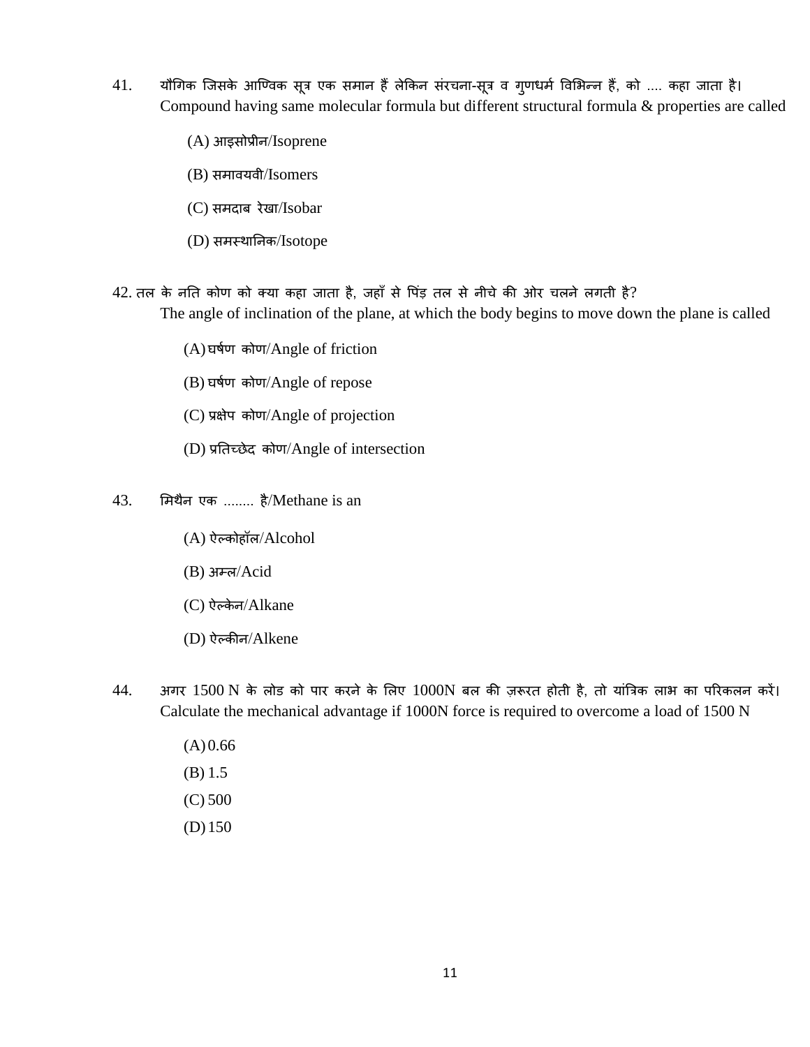41. यौगिक जिसके आण्विक सूत्र एक समान हैं लेकिन संरचना-सूत्र व गुणधर्म विभिन्न हैं, को .... कहा जाता है।
Compound having same molecular formula but different structural formula & properties are called

(A) आइसोप्रीन/Isoprene

(B) समावयवी/Isomers

(C) समदाब रेखा/Isobar

(D) समस्थानिक/Isotope

42. तल के नति कोण को क्या कहा जाता है, जहाँ से पिंड़ तल से नीचे की ओर चलने लगती है?
The angle of inclination of the plane, at which the body begins to move down the plane is called

(A) घर्षण कोण/Angle of friction

(B) घर्षण कोण/Angle of repose

(C) प्रक्षेप कोण/Angle of projection

(D) प्रतिच्छेद कोण/Angle of intersection

43. मिथैन एक ........ है/Methane is an

(A) ऐल्कोहॉल/Alcohol

(B) अम्ल/Acid

(C) ऐल्केन/Alkane

(D) ऐल्कीन/Alkene

44. अगर 1500 N के लोड को पार करने के लिए 1000N बल की ज़रूरत होती है, तो यांत्रिक लाभ का परिकलन करें।
Calculate the mechanical advantage if 1000N force is required to overcome a load of 1500 N

(A) 0.66
(B) 1.5
(C) 500
(D) 150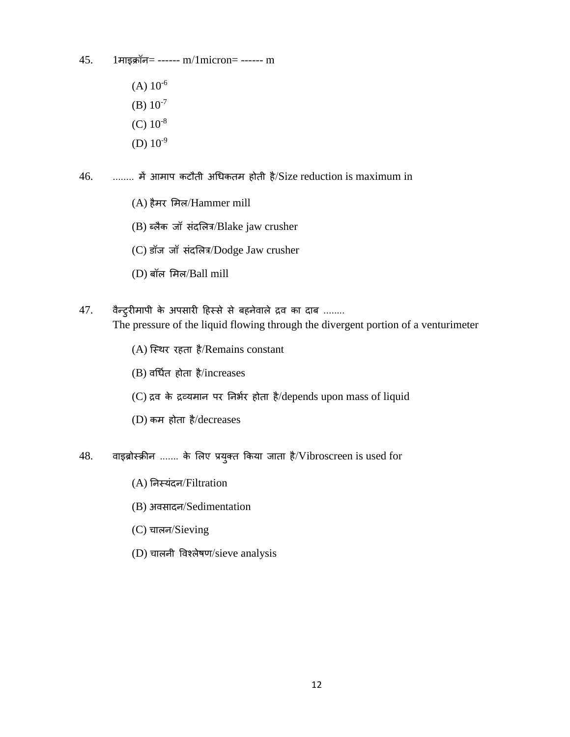45. 1माइक्रॉन= ------ m/1micron= ------ m

(A) $10^{-6}$

(B) $10^{-7}$

(C) $10^{-8}$

(D) $10^{-9}$

46. ........ में आमाप कटौती अधिकतम होती है/Size reduction is maximum in

(A) हैमर मिल/Hammer mill

(B) ब्लैक जॉ संदलित्र/Blake jaw crusher

(C) डॉज जॉ संदलित्र/Dodge Jaw crusher

(D) बॉल मिल/Ball mill

47. वैन्टुरीमापी के अपसारी हिस्से से बहनेवाले द्रव का दाब ........
The pressure of the liquid flowing through the divergent portion of a venturimeter

(A) स्थिर रहता है/Remains constant

(B) वर्धित होता है/increases

(C) द्रव के द्रव्यमान पर निर्भर होता है/depends upon mass of liquid

(D) कम होता है/decreases

48. वाइब्रोस्क्रीन ....... के लिए प्रयुक्त किया जाता है/Vibroscreen is used for

(A) निस्यंदन/Filtration

(B) अवसादन/Sedimentation

(C) चालन/Sieving

(D) चालनी विश्लेषण/sieve analysis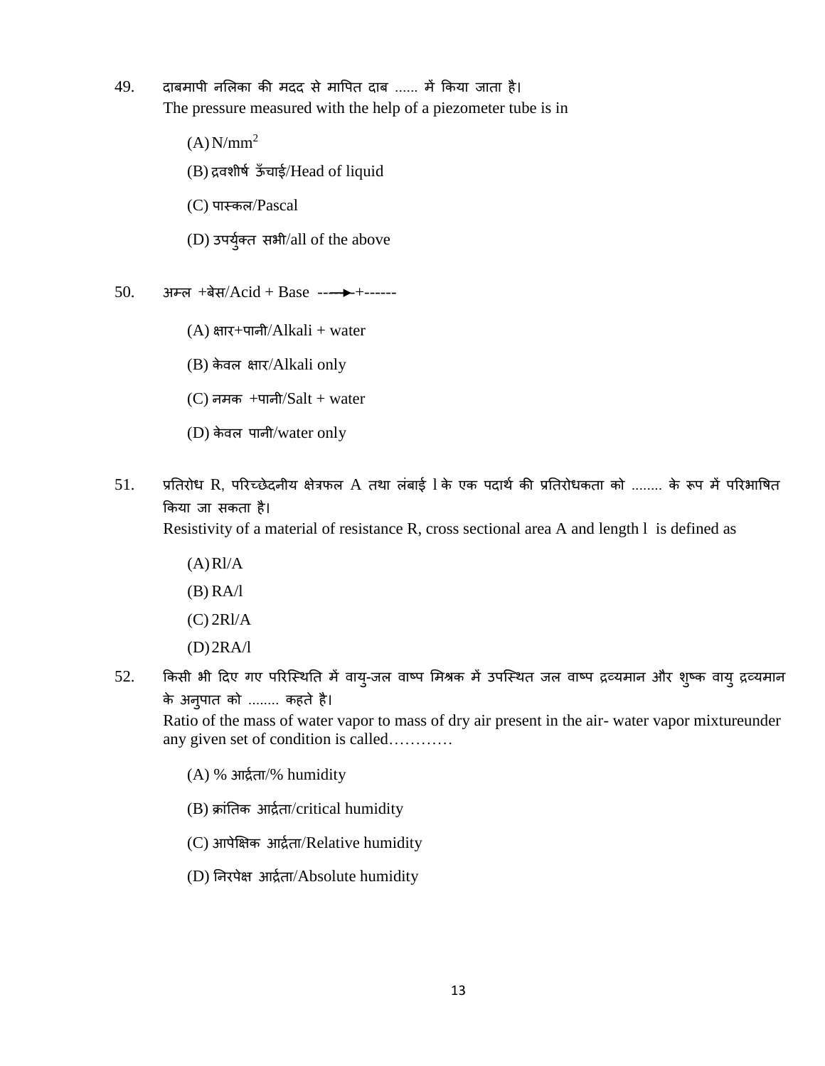49. दाबमापी नलिका की मदद से मापित दाब ...... में किया जाता है।
The pressure measured with the help of a piezometer tube is in

(A) $N/mm^2$

(B) द्रवशीर्ष ऊँचाई/Head of liquid

(C) पास्कल/Pascal

(D) उपर्युक्त सभी/all of the above

50. अम्ल +बेस/Acid + Base ----→+------

(A) क्षार+पानी/Alkali + water

(B) केवल क्षार/Alkali only

(C) नमक +पानी/Salt + water

(D) केवल पानी/water only

51. प्रतिरोध R, परिच्छेदनीय क्षेत्रफल A तथा लंबाई l के एक पदार्थ की प्रतिरोधकता को ........ के रूप में परिभाषित किया जा सकता है।
Resistivity of a material of resistance R, cross sectional area A and length l is defined as

(A) $Rl/A$

(B) $RA/l$

(C) $2Rl/A$

(D) $2RA/l$

52. किसी भी दिए गए परिस्थिति में वायु-जल वाष्प मिश्रक में उपस्थित जल वाष्प द्रव्यमान और शुष्क वायु द्रव्यमान के अनुपात को ........ कहते है।
Ratio of the mass of water vapor to mass of dry air present in the air- water vapor mixtureunder any given set of condition is called…………

(A) % आर्द्रता/% humidity

(B) क्रांतिक आर्द्रता/critical humidity

(C) आपेक्षिक आर्द्रता/Relative humidity

(D) निरपेक्ष आर्द्रता/Absolute humidity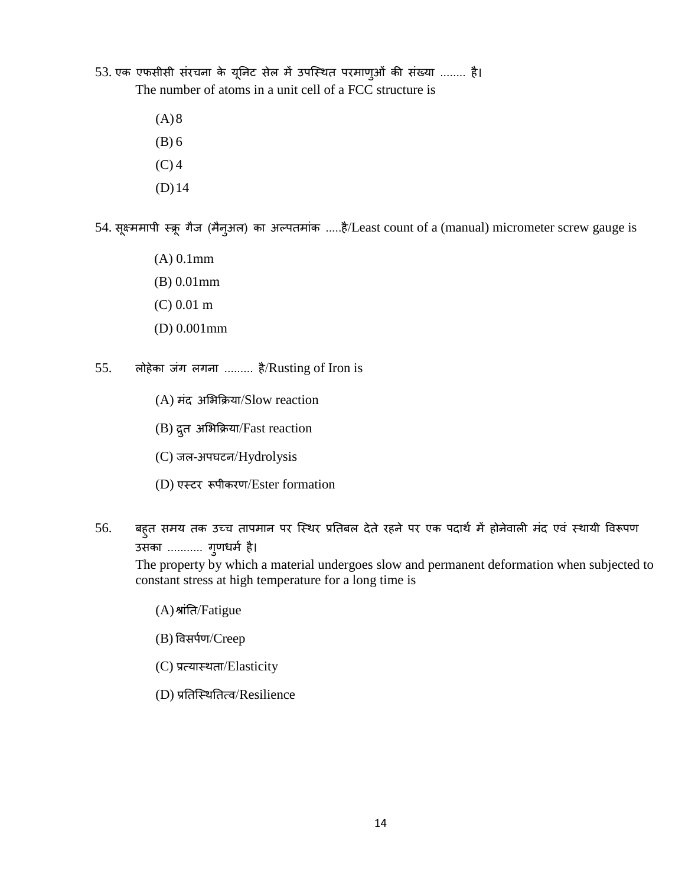53. एक एफसीसी संरचना के यूनिट सेल में उपस्थित परमाणुओं की संख्या ........ है।
The number of atoms in a unit cell of a FCC structure is

(A) 8
(B) 6
(C) 4
(D) 14

54. सूक्ष्ममापी स्क्रू गैज (मैनुअल) का अल्पतमांक .....है/Least count of a (manual) micrometer screw gauge is

(A) 0.1mm
(B) 0.01mm
(C) 0.01 m
(D) 0.001mm

55. लोहेका जंग लगना ......... है/Rusting of Iron is

(A) मंद अभिक्रिया/Slow reaction
(B) द्रुत अभिक्रिया/Fast reaction
(C) जल-अपघटन/Hydrolysis
(D) एस्टर रूपीकरण/Ester formation

56. बहुत समय तक उच्च तापमान पर स्थिर प्रतिबल देते रहने पर एक पदार्थ में होनेवाली मंद एवं स्थायी विरूपण उसका ........... गुणधर्म है।
The property by which a material undergoes slow and permanent deformation when subjected to constant stress at high temperature for a long time is

(A) श्रांति/Fatigue
(B) विसर्पण/Creep
(C) प्रत्यास्थता/Elasticity
(D) प्रतिस्थितित्व/Resilience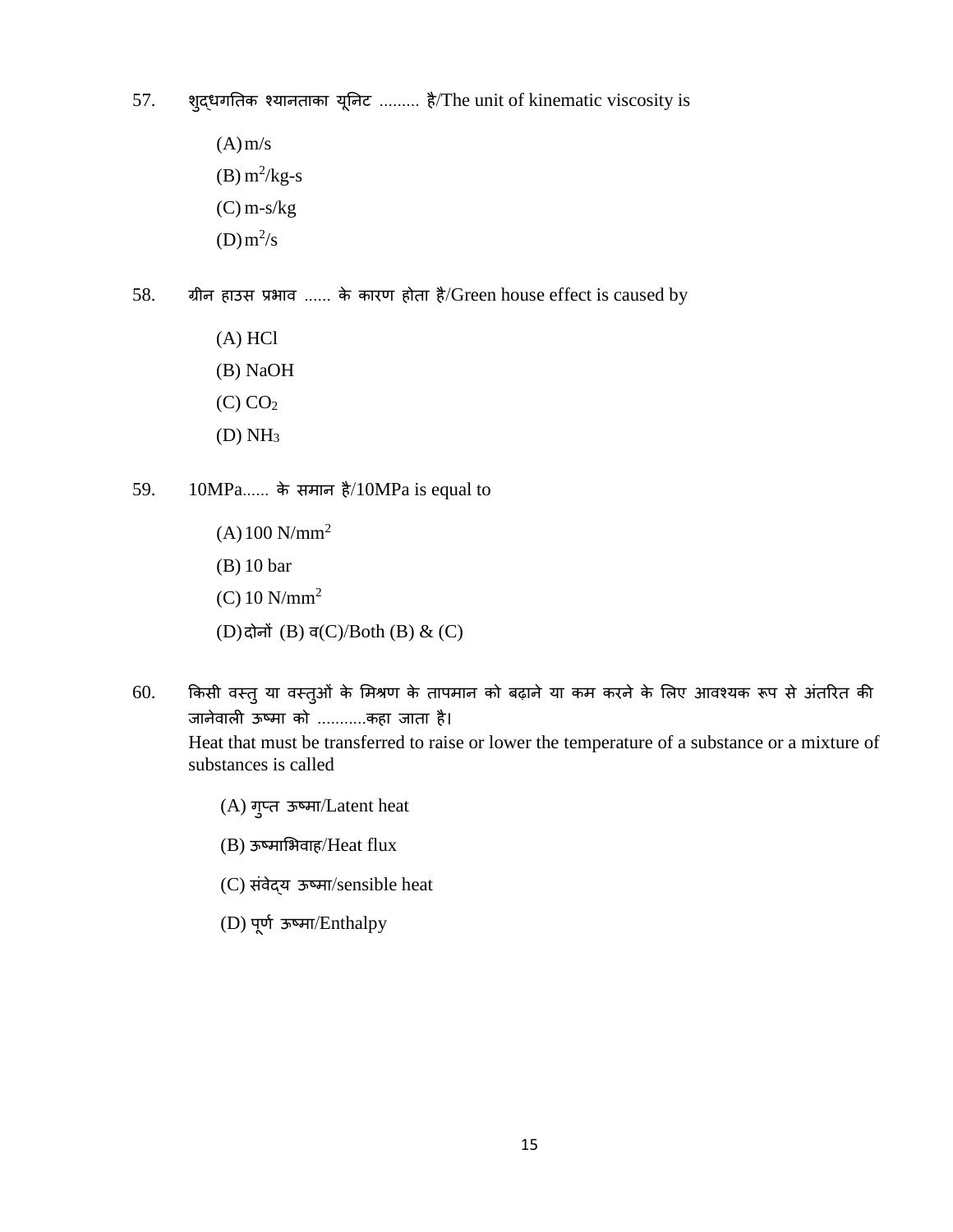57. शुद्धगतिक श्यानताका यूनिट ......... है/The unit of kinematic viscosity is

(A) m/s

(B) $m^2$/kg-s

(C) m-s/kg

(D) $m^2$/s

58. ग्रीन हाउस प्रभाव ...... के कारण होता है/Green house effect is caused by

(A) HCl

(B) NaOH

(C) $CO_2$

(D) $NH_3$

59. 10MPa...... के समान है/10MPa is equal to

(A) 100 N/$mm^2$

(B) 10 bar

(C) 10 N/$mm^2$

(D) दोनों (B) व(C)/Both (B) & (C)

60. किसी वस्तु या वस्तुओं के मिश्रण के तापमान को बढ़ाने या कम करने के लिए आवश्यक रूप से अंतरित की जानेवाली ऊष्मा को ...........कहा जाता है।
Heat that must be transferred to raise or lower the temperature of a substance or a mixture of substances is called

(A) गुप्त ऊष्मा/Latent heat

(B) ऊष्माभिवाह/Heat flux

(C) संवेद्य ऊष्मा/sensible heat

(D) पूर्ण ऊष्मा/Enthalpy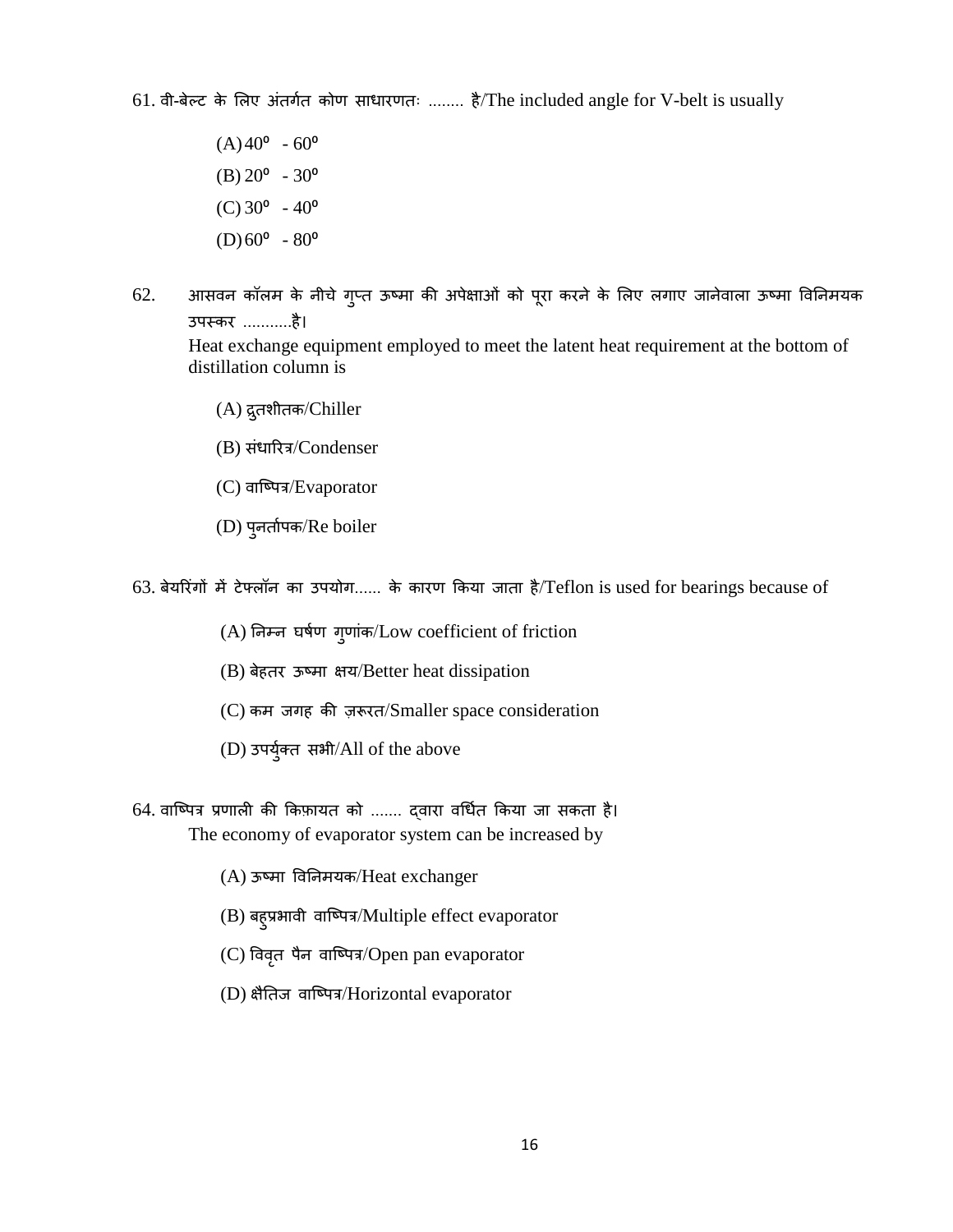61. वी-बेल्ट के लिए अंतर्गत कोण साधारणतः ........ है/The included angle for V-belt is usually

(A) $40^o$ - $60^o$

(B) $20^o$ - $30^o$

(C) $30^o$ - $40^o$

(D) $60^o$ - $80^o$

62. आसवन कॉलम के नीचे गुप्त ऊष्मा की अपेक्षाओं को पूरा करने के लिए लगाए जानेवाला ऊष्मा विनिमयक उपस्कर ...........है।
Heat exchange equipment employed to meet the latent heat requirement at the bottom of distillation column is

(A) द्रुतशीतक/Chiller

(B) संधारित्र/Condenser

(C) वाष्पित्र/Evaporator

(D) पुनर्तापक/Re boiler

63. बेयरिंगों में टेफ्लॉन का उपयोग...... के कारण किया जाता है/Teflon is used for bearings because of

(A) निम्न घर्षण गुणांक/Low coefficient of friction

(B) बेहतर ऊष्मा क्षय/Better heat dissipation

(C) कम जगह की ज़रूरत/Smaller space consideration

(D) उपर्युक्त सभी/All of the above

64. वाष्पित्र प्रणाली की किफ़ायत को ....... द्वारा वर्धित किया जा सकता है।
The economy of evaporator system can be increased by

(A) ऊष्मा विनिमयक/Heat exchanger

(B) बहुप्रभावी वाष्पित्र/Multiple effect evaporator

(C) विवृत पैन वाष्पित्र/Open pan evaporator

(D) क्षैतिज वाष्पित्र/Horizontal evaporator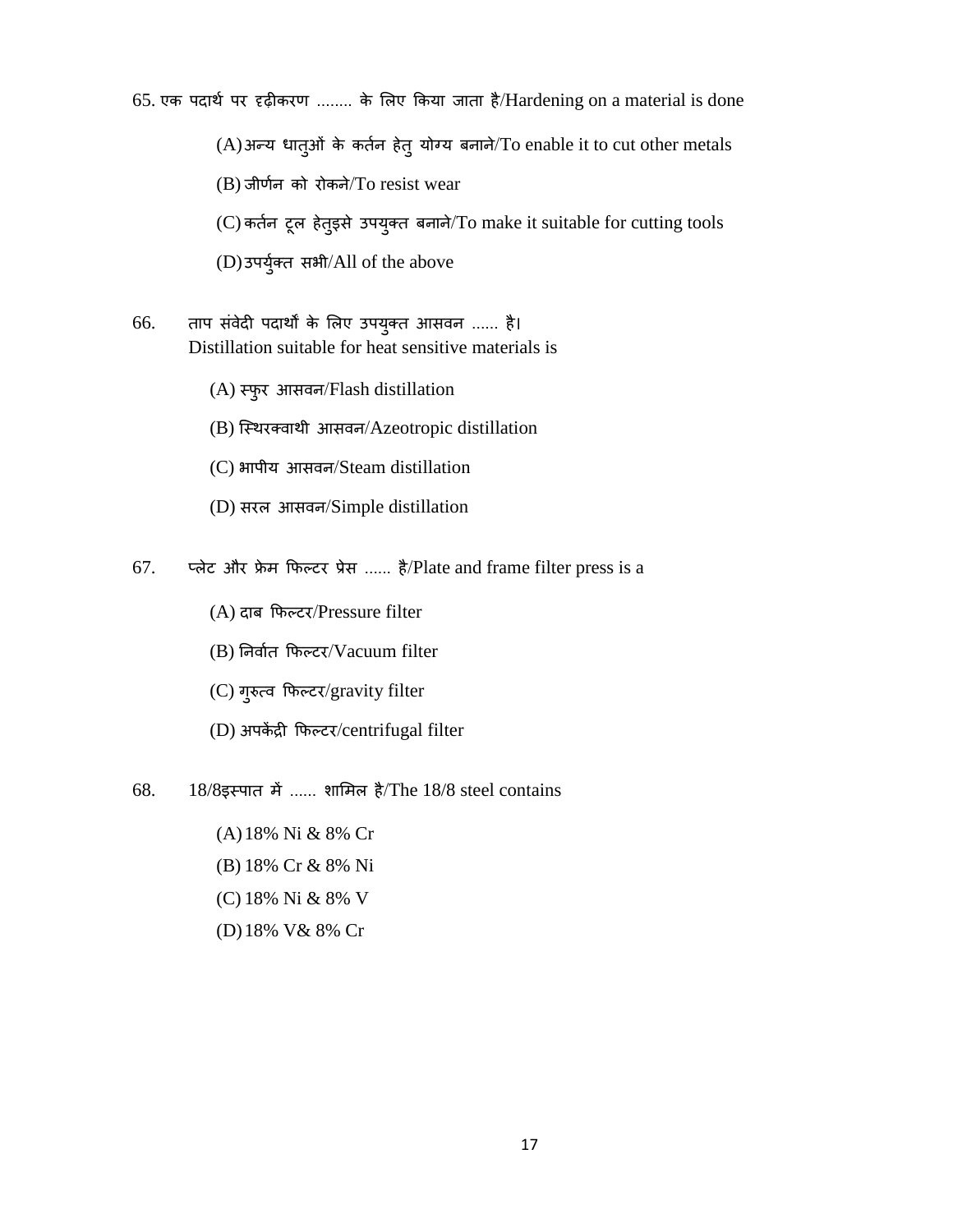65. एक पदार्थ पर दृढ़ीकरण ........ के लिए किया जाता है/Hardening on a material is done

(A) अन्य धातुओं के कर्तन हेतु योग्य बनाने/To enable it to cut other metals

(B) जीर्णन को रोकने/To resist wear

(C) कर्तन टूल हेतुइसे उपयुक्त बनाने/To make it suitable for cutting tools

(D) उपर्युक्त सभी/All of the above

66. ताप संवेदी पदार्थों के लिए उपयुक्त आसवन ...... है।
Distillation suitable for heat sensitive materials is

(A) स्फुर आसवन/Flash distillation

(B) स्थिरक्वाथी आसवन/Azeotropic distillation

(C) भापीय आसवन/Steam distillation

(D) सरल आसवन/Simple distillation

67. प्लेट और फ्रेम फिल्टर प्रेस ...... है/Plate and frame filter press is a

(A) दाब फिल्टर/Pressure filter

(B) निर्वात फिल्टर/Vacuum filter

(C) गुरुत्व फिल्टर/gravity filter

(D) अपकेंद्री फिल्टर/centrifugal filter

68. 18/8इस्पात में ...... शामिल है/The 18/8 steel contains

(A) 18% Ni & 8% Cr

(B) 18% Cr & 8% Ni

(C) 18% Ni & 8% V

(D) 18% V& 8% Cr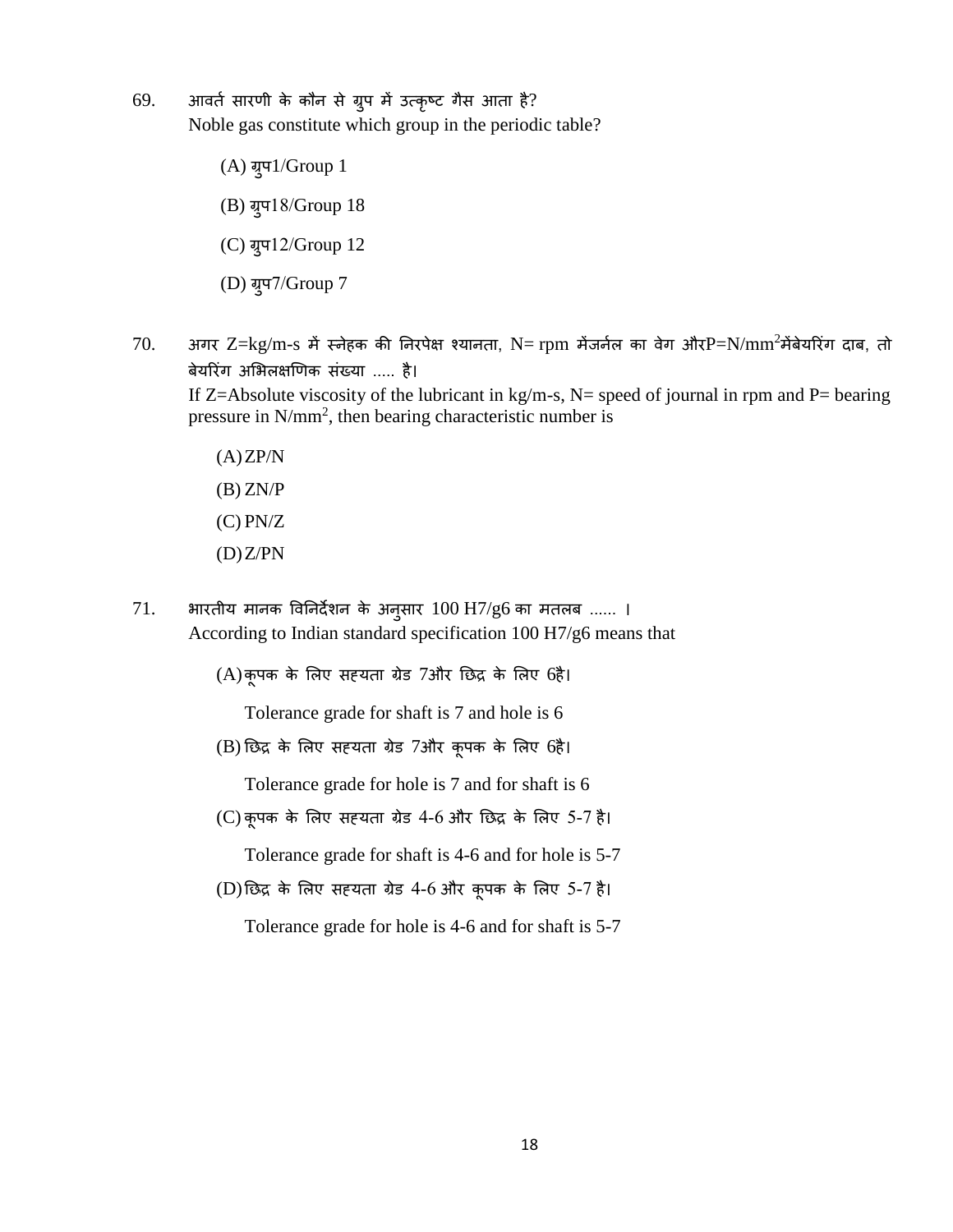69. आवर्त सारणी के कौन से ग्रुप में उत्कृष्ट गैस आता है?
Noble gas constitute which group in the periodic table?

(A) ग्रुप1/Group 1

(B) ग्रुप18/Group 18

(C) ग्रुप12/Group 12

(D) ग्रुप7/Group 7

70. अगर Z=kg/m-s में स्नेहक की निरपेक्ष श्यानता, N= rpm मेंजर्नल का वेग औरP=N/$mm^2$मेंबेयरिंग दाब, तो बेयरिंग अभिलक्षणिक संख्या ..... है।
If Z=Absolute viscosity of the lubricant in kg/m-s, N= speed of journal in rpm and P= bearing pressure in N/$mm^2$, then bearing characteristic number is

(A) ZP/N

(B) ZN/P

(C) PN/Z

(D) Z/PN

71. भारतीय मानक विनिर्देशन के अनुसार 100 H7/g6 का मतलब ...... ।
According to Indian standard specification 100 H7/g6 means that

(A) कूपक के लिए सह्यता ग्रेड 7और छिद्र के लिए 6है।

Tolerance grade for shaft is 7 and hole is 6

(B) छिद्र के लिए सह्यता ग्रेड 7और कूपक के लिए 6है।

Tolerance grade for hole is 7 and for shaft is 6

(C) कूपक के लिए सह्यता ग्रेड 4-6 और छिद्र के लिए 5-7 है।

Tolerance grade for shaft is 4-6 and for hole is 5-7

(D) छिद्र के लिए सह्यता ग्रेड 4-6 और कूपक के लिए 5-7 है।

Tolerance grade for hole is 4-6 and for shaft is 5-7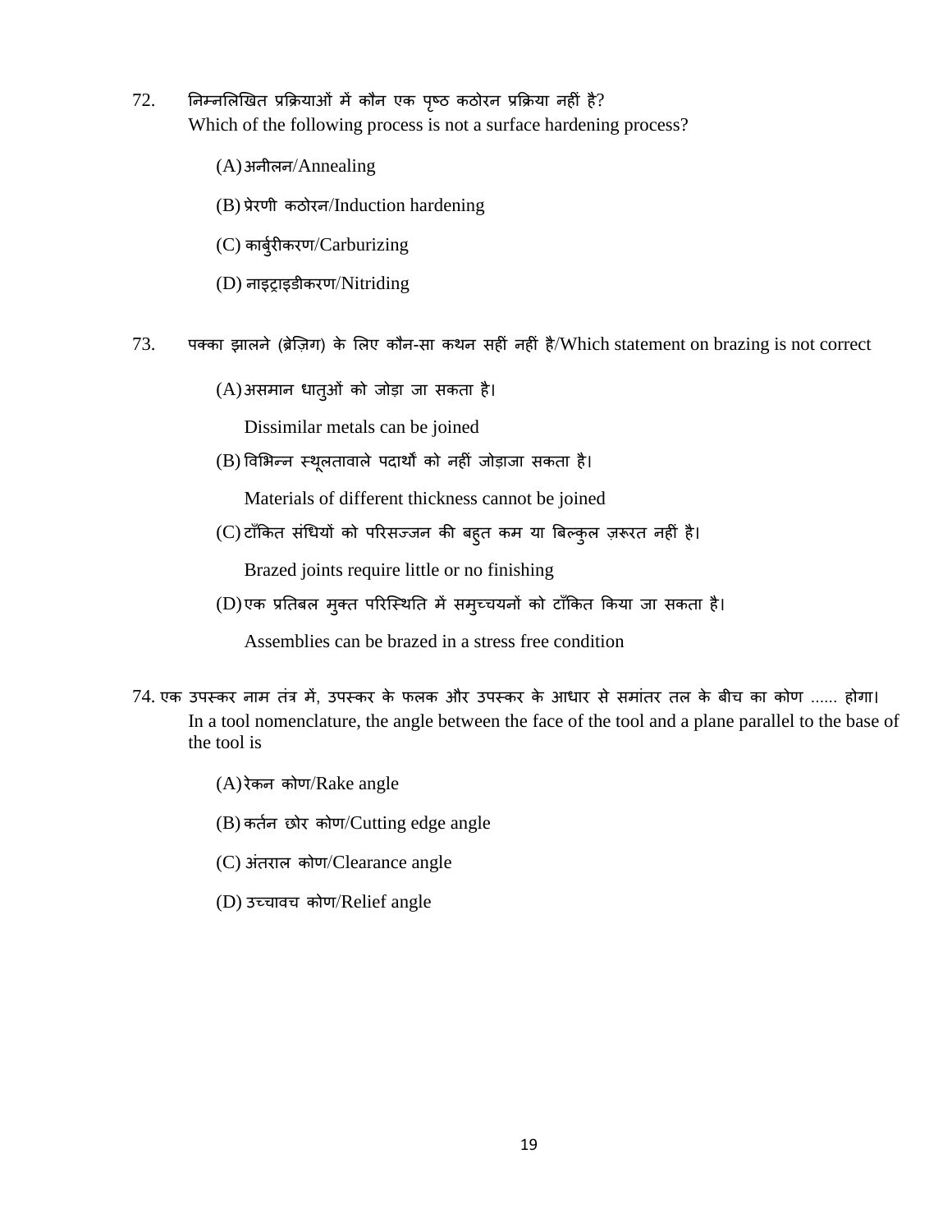72. निम्नलिखित प्रक्रियाओं में कौन एक पृष्ठ कठोरन प्रक्रिया नहीं है?
Which of the following process is not a surface hardening process?

(A) अनीलन/Annealing

(B) प्रेरणी कठोरन/Induction hardening

(C) कार्बुरीकरण/Carburizing

(D) नाइट्राइडीकरण/Nitriding

73. पक्का झालने (ब्रेज़िंग) के लिए कौन-सा कथन सहीं नहीं है/Which statement on brazing is not correct

(A) असमान धातुओं को जोड़ा जा सकता है।

Dissimilar metals can be joined

(B) विभिन्न स्थूलतावाले पदार्थों को नहीं जोड़ाजा सकता है।

Materials of different thickness cannot be joined

(C) टाँकित संधियों को परिसज्जन की बहुत कम या बिल्कुल ज़रूरत नहीं है।

Brazed joints require little or no finishing

(D) एक प्रतिबल मुक्त परिस्थिति में समुच्चयनों को टाँकित किया जा सकता है।

Assemblies can be brazed in a stress free condition

74. एक उपस्कर नाम तंत्र में, उपस्कर के फलक और उपस्कर के आधार से समांतर तल के बीच का कोण ...... होगा।
In a tool nomenclature, the angle between the face of the tool and a plane parallel to the base of the tool is

(A) रेकन कोण/Rake angle

(B) कर्तन छोर कोण/Cutting edge angle

(C) अंतराल कोण/Clearance angle

(D) उच्चावच कोण/Relief angle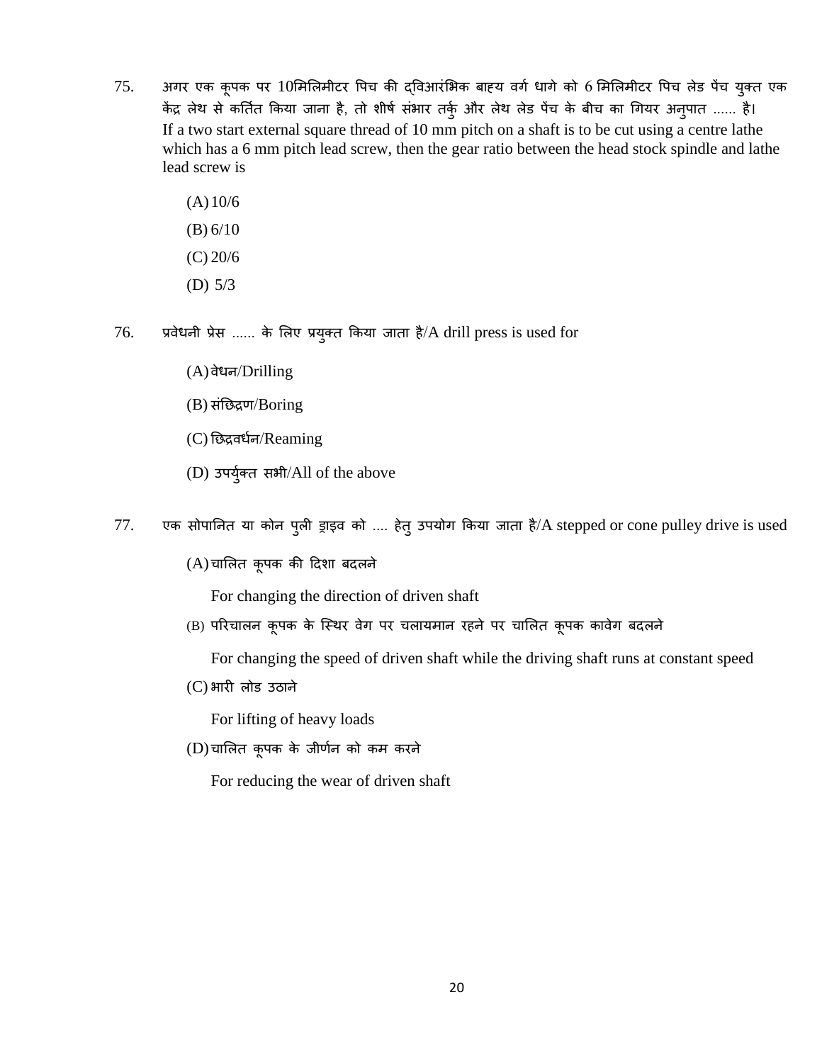75. अगर एक कूपक पर 10मिलिमीटर पिच की द्विआरंभिक बाह्य वर्ग धागे को 6 मिलिमीटर पिच लेड पेंच युक्त एक केंद्र लेथ से कर्तित किया जाना है, तो शीर्ष संभार तर्कु और लेथ लेड पेंच के बीच का गियर अनुपात ...... है।
If a two start external square thread of 10 mm pitch on a shaft is to be cut using a centre lathe which has a 6 mm pitch lead screw, then the gear ratio between the head stock spindle and lathe lead screw is

(A) 10/6

(B) 6/10

(C) 20/6

(D) 5/3

76. प्रवेधनी प्रेस ...... के लिए प्रयुक्त किया जाता है/A drill press is used for

(A) वेधन/Drilling

(B) संछिद्रण/Boring

(C) छिद्रवर्धन/Reaming

(D) उपर्युक्त सभी/All of the above

77. एक सोपानित या कोन पुली ड्राइव को .... हेतु उपयोग किया जाता है/A stepped or cone pulley drive is used

(A) चालित कूपक की दिशा बदलने
For changing the direction of driven shaft

(B) परिचालन कूपक के स्थिर वेग पर चलायमान रहने पर चालित कूपक कावेग बदलने
For changing the speed of driven shaft while the driving shaft runs at constant speed

(C) भारी लोड उठाने
For lifting of heavy loads

(D) चालित कूपक के जीर्णन को कम करने
For reducing the wear of driven shaft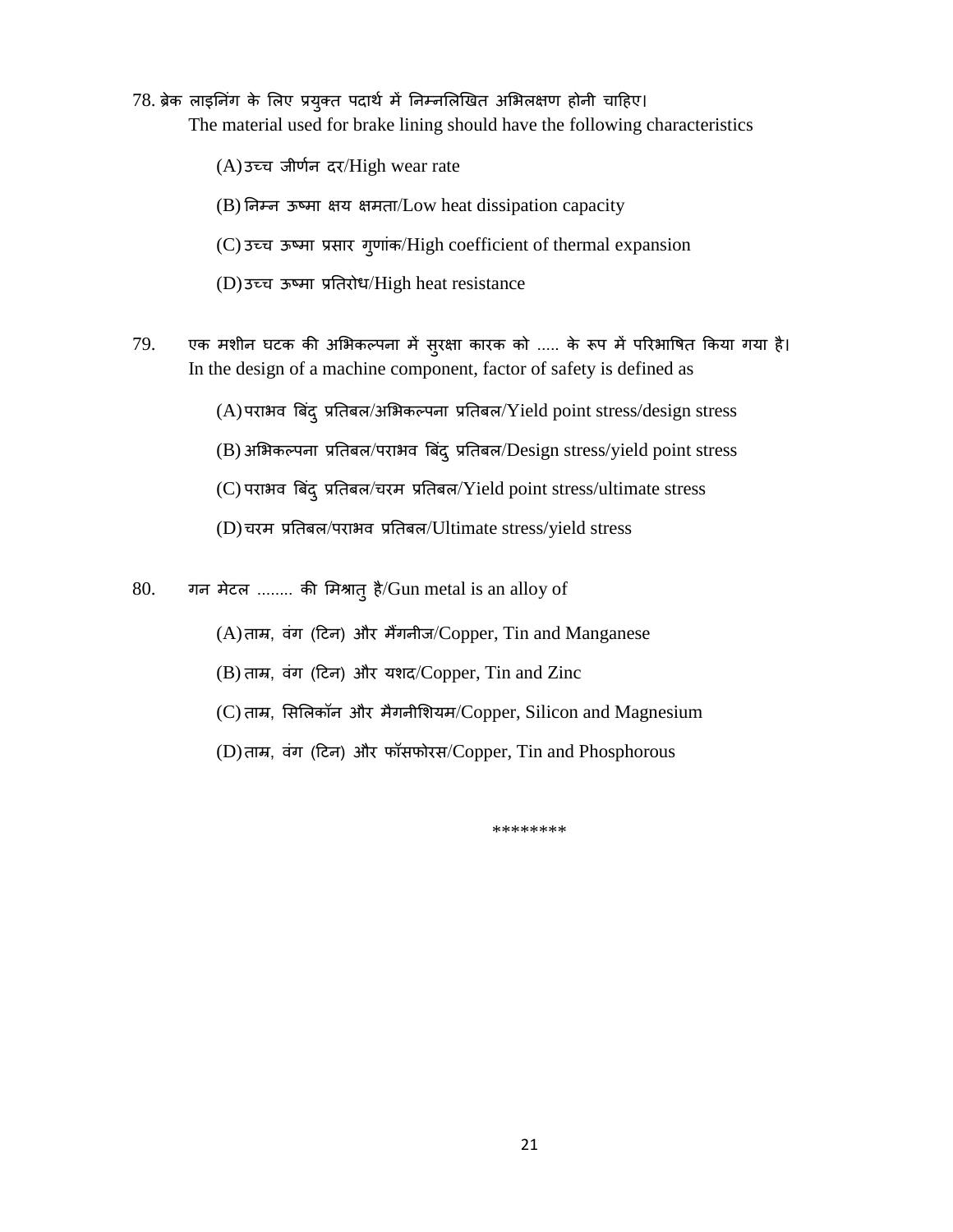78. ब्रेक लाइनिंग के लिए प्रयुक्त पदार्थ में निम्नलिखित अभिलक्षण होनी चाहिए।
The material used for brake lining should have the following characteristics

(A) उच्च जीर्णन दर/High wear rate

(B) निम्न ऊष्मा क्षय क्षमता/Low heat dissipation capacity

(C) उच्च ऊष्मा प्रसार गुणांक/High coefficient of thermal expansion

(D) उच्च ऊष्मा प्रतिरोध/High heat resistance

79. एक मशीन घटक की अभिकल्पना में सुरक्षा कारक को ..... के रूप में परिभाषित किया गया है।
In the design of a machine component, factor of safety is defined as

(A) पराभव बिंदु प्रतिबल/अभिकल्पना प्रतिबल/Yield point stress/design stress

(B) अभिकल्पना प्रतिबल/पराभव बिंदु प्रतिबल/Design stress/yield point stress

(C) पराभव बिंदु प्रतिबल/चरम प्रतिबल/Yield point stress/ultimate stress

(D) चरम प्रतिबल/पराभव प्रतिबल/Ultimate stress/yield stress

80. गन मेटल ........ की मिश्रातु है/Gun metal is an alloy of

(A) ताम्र, वंग (टिन) और मैंगनीज/Copper, Tin and Manganese

(B) ताम्र, वंग (टिन) और यशद/Copper, Tin and Zinc

(C) ताम्र, सिलिकॉन और मैगनीशियम/Copper, Silicon and Magnesium

(D) ताम्र, वंग (टिन) और फॉसफोरस/Copper, Tin and Phosphorous

********